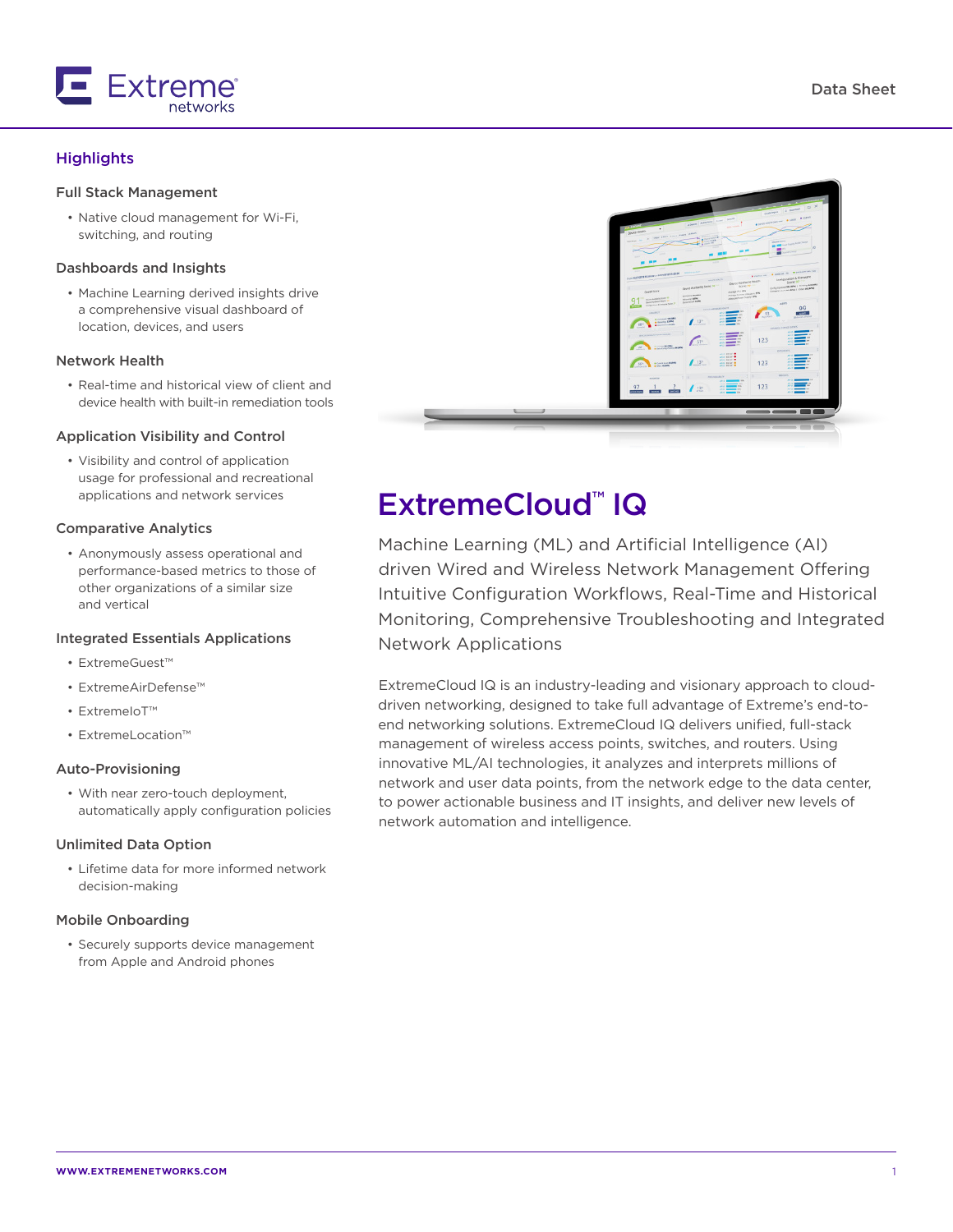# ExtremeCloud™ IQ

Machine Learning (ML) and Artificial Intelligence (AI) driven Wired and Wireless Network Management Offering Intuitive Configuration Workflows, Real-Time and Historical Monitoring, Comprehensive Troubleshooting and Integrated Network Applications

ExtremeCloud IQ is an industry-leading and visionary approach to cloud-driven networking, designed to take full advantage of Extreme's end-to-end networking solutions. ExtremeCloud IQ delivers unified, full-stack management of wireless access points, switches, and routers. Using innovative ML/AI technologies, it analyzes and interprets millions of network and user data points, from the network edge to the data center, to power actionable business and IT insights, and deliver new levels of network automation and intelligence.

## Highlights

### Full Stack Management

- Native cloud management for Wi-Fi, switching, and routing

### Dashboards and Insights

- Machine Learning derived insights drive a comprehensive visual dashboard of location, devices, and users

### Network Health

- Real-time and historical view of client and device health with built-in remediation tools

### Application Visibility and Control

- Visibility and control of application usage for professional and recreational applications and network services

### Comparative Analytics

- Anonymously assess operational and performance-based metrics to those of other organizations of a similar size and vertical

### Integrated Essentials Applications

- ExtremeGuest™
- ExtremeAirDefense™
- ExtremeIoT™
- ExtremeLocation™

### Auto-Provisioning

- With near zero-touch deployment, automatically apply configuration policies

### Unlimited Data Option

- Lifetime data for more informed network decision-making

### Mobile Onboarding

- Securely supports device management from Apple and Android phones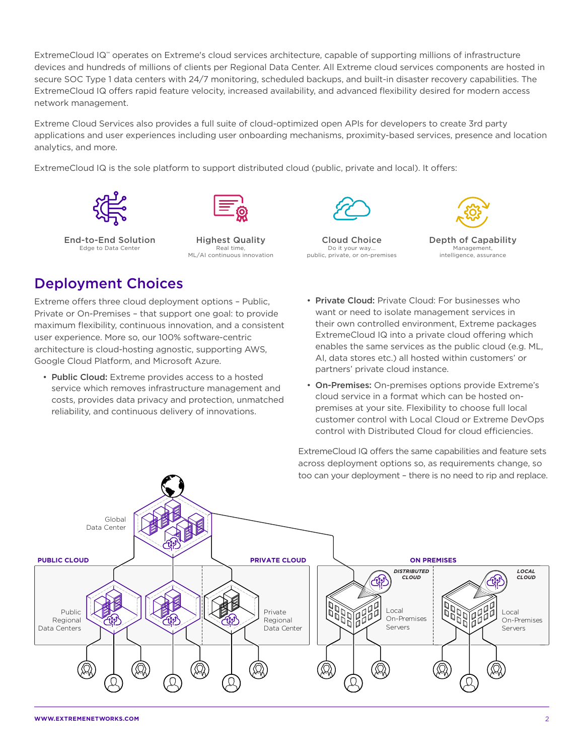ExtremeCloud IQ™ operates on Extreme's cloud services architecture, capable of supporting millions of infrastructure devices and hundreds of millions of clients per Regional Data Center. All Extreme cloud services components are hosted in secure SOC Type 1 data centers with 24/7 monitoring, scheduled backups, and built-in disaster recovery capabilities. The ExtremeCloud IQ offers rapid feature velocity, increased availability, and advanced flexibility desired for modern access network management.

Extreme Cloud Services also provides a full suite of cloud-optimized open APIs for developers to create 3rd party applications and user experiences including user onboarding mechanisms, proximity-based services, presence and location analytics, and more.

ExtremeCloud IQ is the sole platform to support distributed cloud (public, private and local). It offers:

**End-to-End Solution**
Edge to Data Center

**Highest Quality**
Real time, ML/AI continuous innovation

**Cloud Choice**
Do it your way... public, private, or on-premises

**Depth of Capability**
Management, intelligence, assurance

## Deployment Choices

Extreme offers three cloud deployment options – Public, Private or On-Premises – that support one goal: to provide maximum flexibility, continuous innovation, and a consistent user experience. More so, our 100% software-centric architecture is cloud-hosting agnostic, supporting AWS, Google Cloud Platform, and Microsoft Azure.

- **Public Cloud:** Extreme provides access to a hosted service which removes infrastructure management and costs, provides data privacy and protection, unmatched reliability, and continuous delivery of innovations.
- **Private Cloud:** Private Cloud: For businesses who want or need to isolate management services in their own controlled environment, Extreme packages ExtremeCloud IQ into a private cloud offering which enables the same services as the public cloud (e.g. ML, AI, data stores etc.) all hosted within customers' or partners' private cloud instance.
- **On-Premises:** On-premises options provide Extreme's cloud service in a format which can be hosted on-premises at your site. Flexibility to choose full local customer control with Local Cloud or Extreme DevOps control with Distributed Cloud for cloud efficiencies.

ExtremeCloud IQ offers the same capabilities and feature sets across deployment options so, as requirements change, so too can your deployment – there is no need to rip and replace.

Global Data Center

PUBLIC CLOUD — Public Regional Data Centers

PRIVATE CLOUD — Private Regional Data Center

ON PREMISES — DISTRIBUTED CLOUD: Local On-Premises Servers — LOCAL CLOUD: Local On-Premises Servers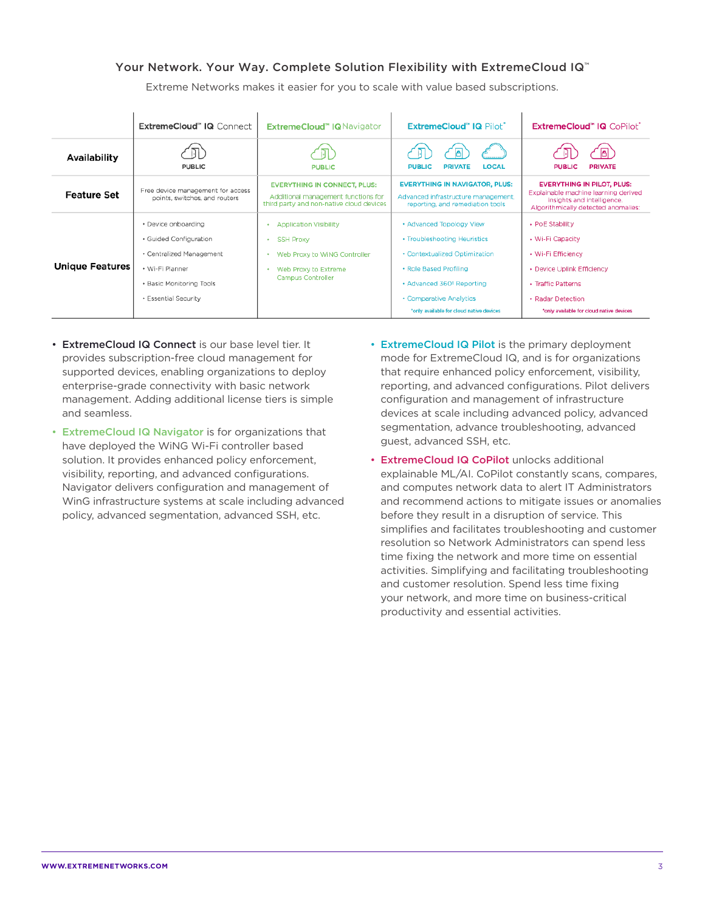### Your Network. Your Way. Complete Solution Flexibility with ExtremeCloud IQ™

Extreme Networks makes it easier for you to scale with value based subscriptions.

| | ExtremeCloud™ IQ Connect | ExtremeCloud™ IQ Navigator | ExtremeCloud™ IQ Pilot* | ExtremeCloud™ IQ CoPilot* |
|---|---|---|---|---|
| **Availability** | PUBLIC | PUBLIC | PUBLIC, PRIVATE, LOCAL | PUBLIC, PRIVATE |
| **Feature Set** | Free device management for access points, switches, and routers | EVERYTHING IN CONNECT, PLUS: Additional management functions for third party and non-native cloud devices | EVERYTHING IN NAVIGATOR, PLUS: Advanced infrastructure management, reporting, and remediation tools | EVERYTHING IN PILOT, PLUS: Explainable machine learning derived insights and intelligence. Algorithmically detected anomalies: |
| **Unique Features** | • Device onboarding<br>• Guided Configuration<br>• Centralized Management<br>• Wi-Fi Planner<br>• Basic Monitoring Tools<br>• Essential Security | • Application Visibility<br>• SSH Proxy<br>• Web Proxy to WiNG Controller<br>• Web Proxy to Extreme Campus Controller | • Advanced Topology View<br>• Troubleshooting Heuristics<br>• Contextualized Optimization<br>• Role Based Profiling<br>• Advanced 360º Reporting<br>• Comparative Analytics<br>*only available for cloud native devices | • PoE Stability<br>• Wi-Fi Capacity<br>• Wi-Fi Efficiency<br>• Device Uplink Efficiency<br>• Traffic Patterns<br>• Radar Detection<br>*only available for cloud native devices |

- **ExtremeCloud IQ Connect** is our base level tier. It provides subscription-free cloud management for supported devices, enabling organizations to deploy enterprise-grade connectivity with basic network management. Adding additional license tiers is simple and seamless.
- **ExtremeCloud IQ Navigator** is for organizations that have deployed the WiNG Wi-Fi controller based solution. It provides enhanced policy enforcement, visibility, reporting, and advanced configurations. Navigator delivers configuration and management of WinG infrastructure systems at scale including advanced policy, advanced segmentation, advanced SSH, etc.
- **ExtremeCloud IQ Pilot** is the primary deployment mode for ExtremeCloud IQ, and is for organizations that require enhanced policy enforcement, visibility, reporting, and advanced configurations. Pilot delivers configuration and management of infrastructure devices at scale including advanced policy, advanced segmentation, advance troubleshooting, advanced guest, advanced SSH, etc.
- **ExtremeCloud IQ CoPilot** unlocks additional explainable ML/AI. CoPilot constantly scans, compares, and computes network data to alert IT Administrators and recommend actions to mitigate issues or anomalies before they result in a disruption of service. This simplifies and facilitates troubleshooting and customer resolution so Network Administrators can spend less time fixing the network and more time on essential activities. Simplifying and facilitating troubleshooting and customer resolution. Spend less time fixing your network, and more time on business-critical productivity and essential activities.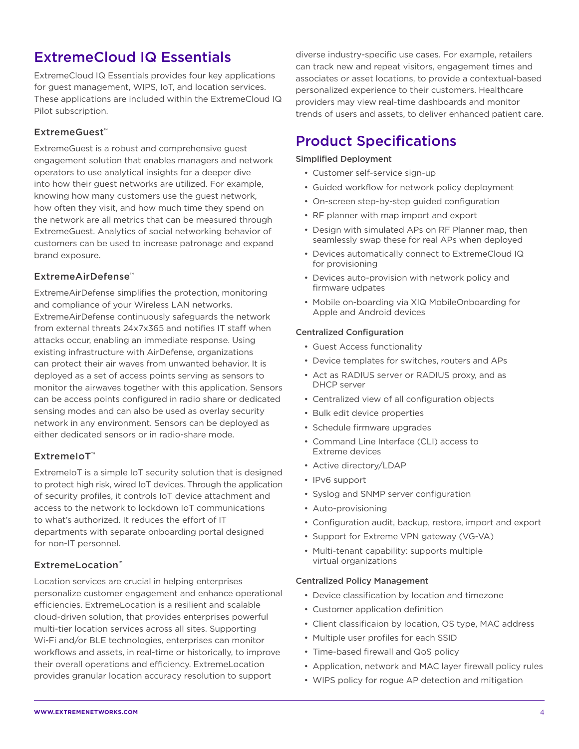## ExtremeCloud IQ Essentials

ExtremeCloud IQ Essentials provides four key applications for guest management, WIPS, IoT, and location services. These applications are included within the ExtremeCloud IQ Pilot subscription.

### ExtremeGuest™

ExtremeGuest is a robust and comprehensive guest engagement solution that enables managers and network operators to use analytical insights for a deeper dive into how their guest networks are utilized. For example, knowing how many customers use the guest network, how often they visit, and how much time they spend on the network are all metrics that can be measured through ExtremeGuest. Analytics of social networking behavior of customers can be used to increase patronage and expand brand exposure.

### ExtremeAirDefense™

ExtremeAirDefense simplifies the protection, monitoring and compliance of your Wireless LAN networks. ExtremeAirDefense continuously safeguards the network from external threats 24x7x365 and notifies IT staff when attacks occur, enabling an immediate response. Using existing infrastructure with AirDefense, organizations can protect their air waves from unwanted behavior. It is deployed as a set of access points serving as sensors to monitor the airwaves together with this application. Sensors can be access points configured in radio share or dedicated sensing modes and can also be used as overlay security network in any environment. Sensors can be deployed as either dedicated sensors or in radio-share mode.

### ExtremeIoT™

ExtremeIoT is a simple IoT security solution that is designed to protect high risk, wired IoT devices. Through the application of security profiles, it controls IoT device attachment and access to the network to lockdown IoT communications to what's authorized. It reduces the effort of IT departments with separate onboarding portal designed for non-IT personnel.

### ExtremeLocation™

Location services are crucial in helping enterprises personalize customer engagement and enhance operational efficiencies. ExtremeLocation is a resilient and scalable cloud-driven solution, that provides enterprises powerful multi-tier location services across all sites. Supporting Wi-Fi and/or BLE technologies, enterprises can monitor workflows and assets, in real-time or historically, to improve their overall operations and efficiency. ExtremeLocation provides granular location accuracy resolution to support diverse industry-specific use cases. For example, retailers can track new and repeat visitors, engagement times and associates or asset locations, to provide a contextual-based personalized experience to their customers. Healthcare providers may view real-time dashboards and monitor trends of users and assets, to deliver enhanced patient care.

## Product Specifications

**Simplified Deployment**

- Customer self-service sign-up
- Guided workflow for network policy deployment
- On-screen step-by-step guided configuration
- RF planner with map import and export
- Design with simulated APs on RF Planner map, then seamlessly swap these for real APs when deployed
- Devices automatically connect to ExtremeCloud IQ for provisioning
- Devices auto-provision with network policy and firmware udpates
- Mobile on-boarding via XIQ MobileOnboarding for Apple and Android devices

**Centralized Configuration**

- Guest Access functionality
- Device templates for switches, routers and APs
- Act as RADIUS server or RADIUS proxy, and as DHCP server
- Centralized view of all configuration objects
- Bulk edit device properties
- Schedule firmware upgrades
- Command Line Interface (CLI) access to Extreme devices
- Active directory/LDAP
- IPv6 support
- Syslog and SNMP server configuration
- Auto-provisioning
- Configuration audit, backup, restore, import and export
- Support for Extreme VPN gateway (VG-VA)
- Multi-tenant capability: supports multiple virtual organizations

**Centralized Policy Management**

- Device classification by location and timezone
- Customer application definition
- Client classificaion by location, OS type, MAC address
- Multiple user profiles for each SSID
- Time-based firewall and QoS policy
- Application, network and MAC layer firewall policy rules
- WIPS policy for rogue AP detection and mitigation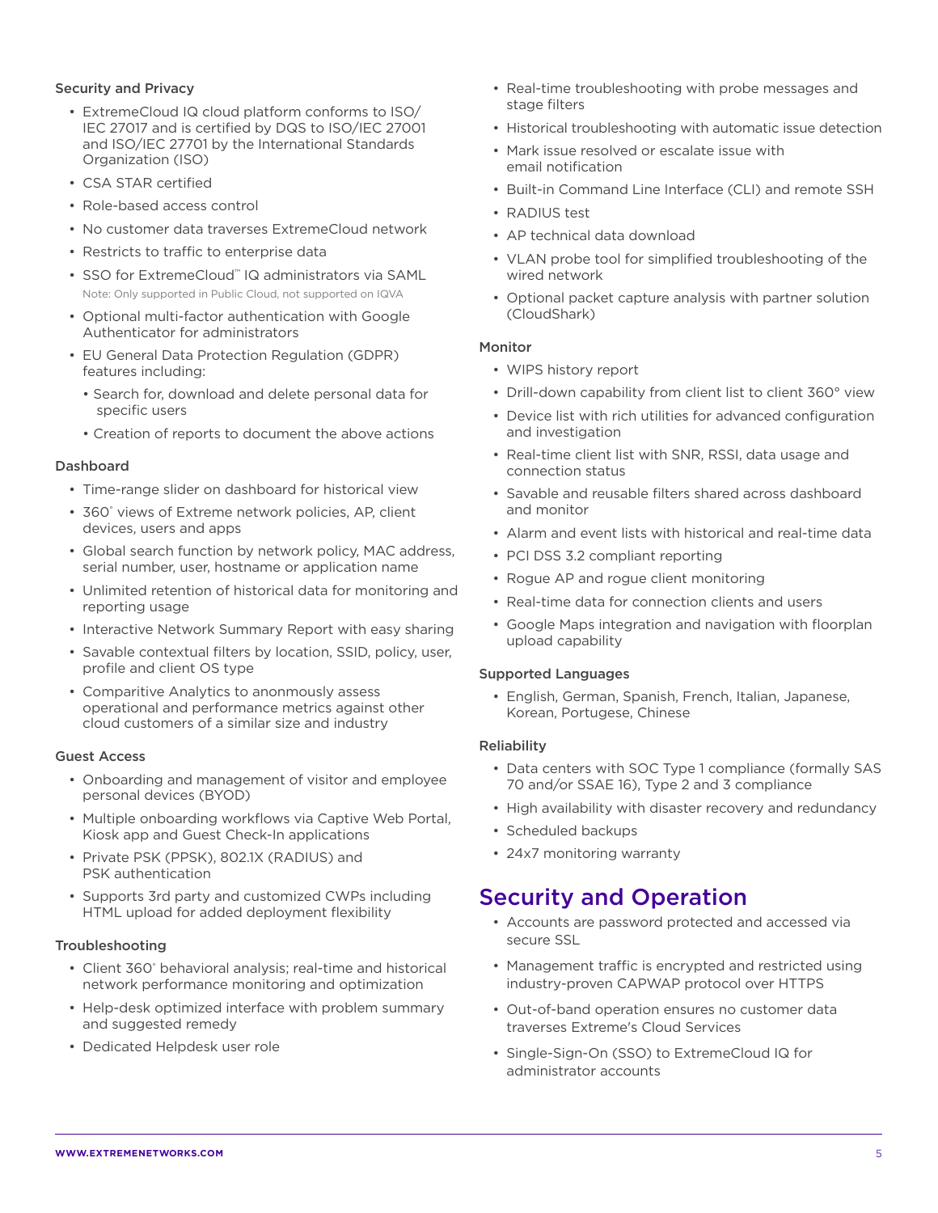### Security and Privacy

- ExtremeCloud IQ cloud platform conforms to ISO/IEC 27017 and is certified by DQS to ISO/IEC 27001 and ISO/IEC 27701 by the International Standards Organization (ISO)
- CSA STAR certified
- Role-based access control
- No customer data traverses ExtremeCloud network
- Restricts to traffic to enterprise data
- SSO for ExtremeCloud™ IQ administrators via SAML
  Note: Only supported in Public Cloud, not supported on IQVA
- Optional multi-factor authentication with Google Authenticator for administrators
- EU General Data Protection Regulation (GDPR) features including:
  - Search for, download and delete personal data for specific users
  - Creation of reports to document the above actions

### Dashboard

- Time-range slider on dashboard for historical view
- 360° views of Extreme network policies, AP, client devices, users and apps
- Global search function by network policy, MAC address, serial number, user, hostname or application name
- Unlimited retention of historical data for monitoring and reporting usage
- Interactive Network Summary Report with easy sharing
- Savable contextual filters by location, SSID, policy, user, profile and client OS type
- Comparitive Analytics to anonmously assess operational and performance metrics against other cloud customers of a similar size and industry

### Guest Access

- Onboarding and management of visitor and employee personal devices (BYOD)
- Multiple onboarding workflows via Captive Web Portal, Kiosk app and Guest Check-In applications
- Private PSK (PPSK), 802.1X (RADIUS) and PSK authentication
- Supports 3rd party and customized CWPs including HTML upload for added deployment flexibility

### Troubleshooting

- Client 360° behavioral analysis; real-time and historical network performance monitoring and optimization
- Help-desk optimized interface with problem summary and suggested remedy
- Dedicated Helpdesk user role
- Real-time troubleshooting with probe messages and stage filters
- Historical troubleshooting with automatic issue detection
- Mark issue resolved or escalate issue with email notification
- Built-in Command Line Interface (CLI) and remote SSH
- RADIUS test
- AP technical data download
- VLAN probe tool for simplified troubleshooting of the wired network
- Optional packet capture analysis with partner solution (CloudShark)

### Monitor

- WIPS history report
- Drill-down capability from client list to client 360° view
- Device list with rich utilities for advanced configuration and investigation
- Real-time client list with SNR, RSSI, data usage and connection status
- Savable and reusable filters shared across dashboard and monitor
- Alarm and event lists with historical and real-time data
- PCI DSS 3.2 compliant reporting
- Rogue AP and rogue client monitoring
- Real-time data for connection clients and users
- Google Maps integration and navigation with floorplan upload capability

### Supported Languages

- English, German, Spanish, French, Italian, Japanese, Korean, Portugese, Chinese

### Reliability

- Data centers with SOC Type 1 compliance (formally SAS 70 and/or SSAE 16), Type 2 and 3 compliance
- High availability with disaster recovery and redundancy
- Scheduled backups
- 24x7 monitoring warranty

## Security and Operation

- Accounts are password protected and accessed via secure SSL
- Management traffic is encrypted and restricted using industry-proven CAPWAP protocol over HTTPS
- Out-of-band operation ensures no customer data traverses Extreme's Cloud Services
- Single-Sign-On (SSO) to ExtremeCloud IQ for administrator accounts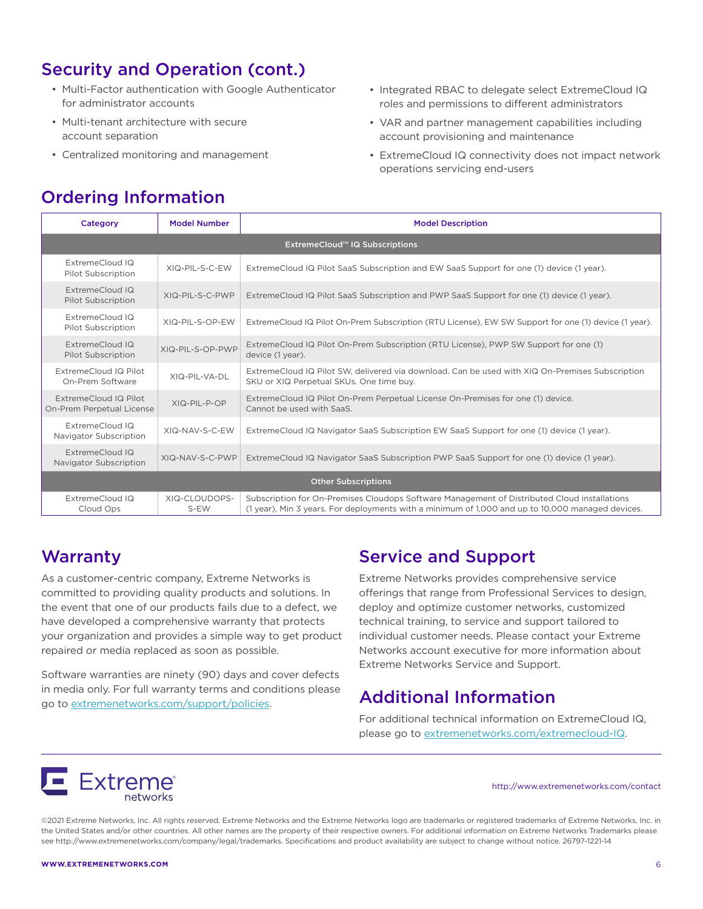## Security and Operation (cont.)

- Multi-Factor authentication with Google Authenticator for administrator accounts
- Multi-tenant architecture with secure account separation
- Centralized monitoring and management
- Integrated RBAC to delegate select ExtremeCloud IQ roles and permissions to different administrators
- VAR and partner management capabilities including account provisioning and maintenance
- ExtremeCloud IQ connectivity does not impact network operations servicing end-users

## Ordering Information

| Category | Model Number | Model Description |
|---|---|---|
| **ExtremeCloud™ IQ Subscriptions** | | |
| ExtremeCloud IQ Pilot Subscription | XIQ-PIL-S-C-EW | ExtremeCloud IQ Pilot SaaS Subscription and EW SaaS Support for one (1) device (1 year). |
| ExtremeCloud IQ Pilot Subscription | XIQ-PIL-S-C-PWP | ExtremeCloud IQ Pilot SaaS Subscription and PWP SaaS Support for one (1) device (1 year). |
| ExtremeCloud IQ Pilot Subscription | XIQ-PIL-S-OP-EW | ExtremeCloud IQ Pilot On-Prem Subscription (RTU License), EW SW Support for one (1) device (1 year). |
| ExtremeCloud IQ Pilot Subscription | XIQ-PIL-S-OP-PWP | ExtremeCloud IQ Pilot On-Prem Subscription (RTU License), PWP SW Support for one (1) device (1 year). |
| ExtremeCloud IQ Pilot On-Prem Software | XIQ-PIL-VA-DL | ExtremeCloud IQ Pilot SW, delivered via download. Can be used with XIQ On-Premises Subscription SKU or XIQ Perpetual SKUs. One time buy. |
| ExtremeCloud IQ Pilot On-Prem Perpetual License | XIQ-PIL-P-OP | ExtremeCloud IQ Pilot On-Prem Perpetual License On-Premises for one (1) device. Cannot be used with SaaS. |
| ExtremeCloud IQ Navigator Subscription | XIQ-NAV-S-C-EW | ExtremeCloud IQ Navigator SaaS Subscription EW SaaS Support for one (1) device (1 year). |
| ExtremeCloud IQ Navigator Subscription | XIQ-NAV-S-C-PWP | ExtremeCloud IQ Navigator SaaS Subscription PWP SaaS Support for one (1) device (1 year). |
| **Other Subscriptions** | | |
| ExtremeCloud IQ Cloud Ops | XIQ-CLOUDOPS-S-EW | Subscription for On-Premises Cloudops Software Management of Distributed Cloud installations (1 year), Min 3 years. For deployments with a minimum of 1,000 and up to 10,000 managed devices. |

## Warranty

As a customer-centric company, Extreme Networks is committed to providing quality products and solutions. In the event that one of our products fails due to a defect, we have developed a comprehensive warranty that protects your organization and provides a simple way to get product repaired or media replaced as soon as possible.

Software warranties are ninety (90) days and cover defects in media only. For full warranty terms and conditions please go to extremenetworks.com/support/policies.

## Service and Support

Extreme Networks provides comprehensive service offerings that range from Professional Services to design, deploy and optimize customer networks, customized technical training, to service and support tailored to individual customer needs. Please contact your Extreme Networks account executive for more information about Extreme Networks Service and Support.

## Additional Information

For additional technical information on ExtremeCloud IQ, please go to extremenetworks.com/extremecloud-IQ.

http://www.extremenetworks.com/contact

©2021 Extreme Networks, Inc. All rights reserved. Extreme Networks and the Extreme Networks logo are trademarks or registered trademarks of Extreme Networks, Inc. in the United States and/or other countries. All other names are the property of their respective owners. For additional information on Extreme Networks Trademarks please see http://www.extremenetworks.com/company/legal/trademarks. Specifications and product availability are subject to change without notice. 26797-1221-14